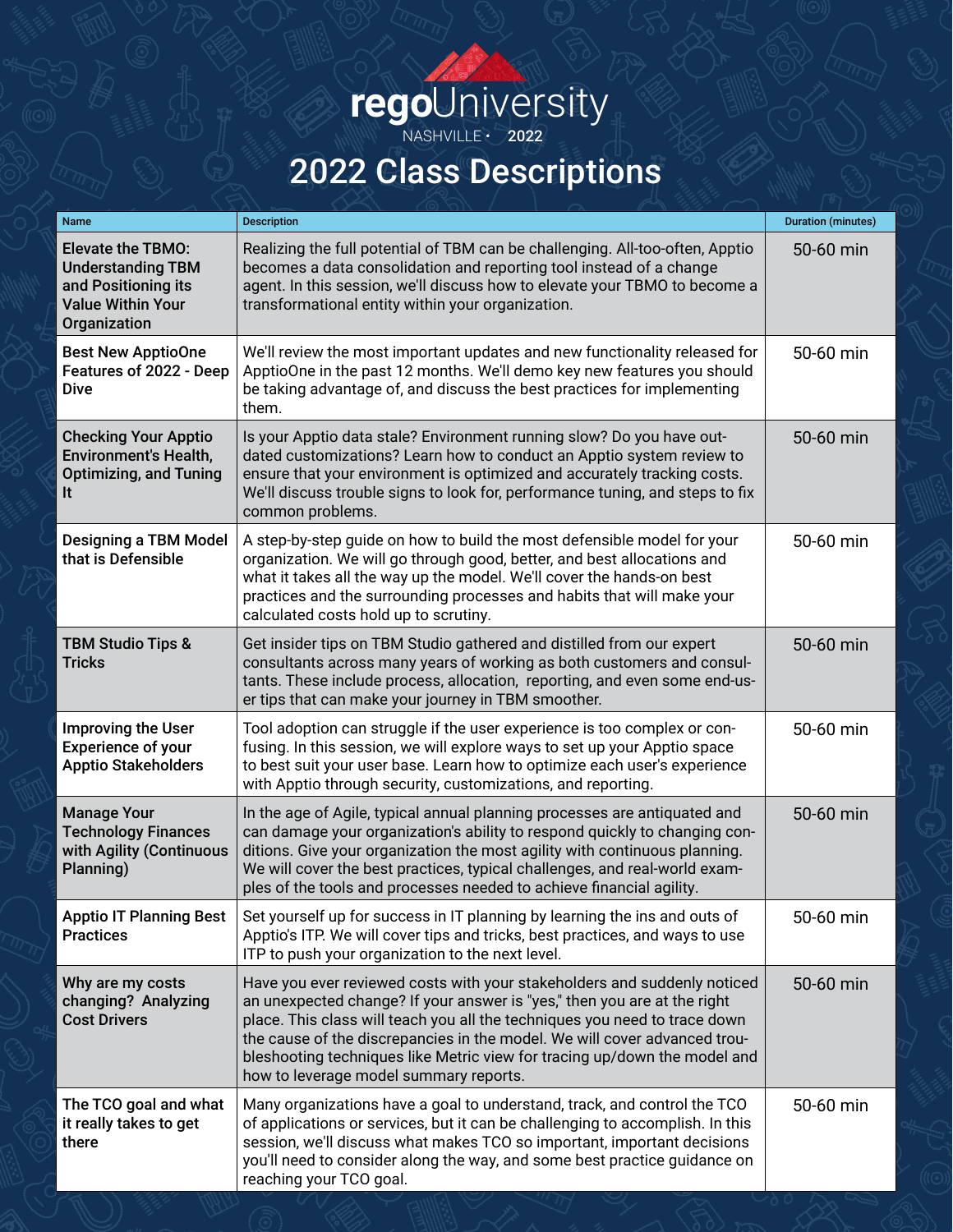# regoUniversity

NASHVILLE • 2022

## 2022 Class Descriptions

| Name | Description | Duration (minutes) |
|---|---|---|
| **Elevate the TBMO: Understanding TBM and Positioning its Value Within Your Organization** | Realizing the full potential of TBM can be challenging. All-too-often, Apptio becomes a data consolidation and reporting tool instead of a change agent. In this session, we'll discuss how to elevate your TBMO to become a transformational entity within your organization. | 50-60 min |
| **Best New ApptioOne Features of 2022 - Deep Dive** | We'll review the most important updates and new functionality released for ApptioOne in the past 12 months. We'll demo key new features you should be taking advantage of, and discuss the best practices for implementing them. | 50-60 min |
| **Checking Your Apptio Environment's Health, Optimizing, and Tuning It** | Is your Apptio data stale? Environment running slow? Do you have outdated customizations? Learn how to conduct an Apptio system review to ensure that your environment is optimized and accurately tracking costs. We'll discuss trouble signs to look for, performance tuning, and steps to fix common problems. | 50-60 min |
| **Designing a TBM Model that is Defensible** | A step-by-step guide on how to build the most defensible model for your organization. We will go through good, better, and best allocations and what it takes all the way up the model. We'll cover the hands-on best practices and the surrounding processes and habits that will make your calculated costs hold up to scrutiny. | 50-60 min |
| **TBM Studio Tips & Tricks** | Get insider tips on TBM Studio gathered and distilled from our expert consultants across many years of working as both customers and consultants. These include process, allocation, reporting, and even some end-user tips that can make your journey in TBM smoother. | 50-60 min |
| **Improving the User Experience of your Apptio Stakeholders** | Tool adoption can struggle if the user experience is too complex or confusing. In this session, we will explore ways to set up your Apptio space to best suit your user base. Learn how to optimize each user's experience with Apptio through security, customizations, and reporting. | 50-60 min |
| **Manage Your Technology Finances with Agility (Continuous Planning)** | In the age of Agile, typical annual planning processes are antiquated and can damage your organization's ability to respond quickly to changing conditions. Give your organization the most agility with continuous planning. We will cover the best practices, typical challenges, and real-world examples of the tools and processes needed to achieve financial agility. | 50-60 min |
| **Apptio IT Planning Best Practices** | Set yourself up for success in IT planning by learning the ins and outs of Apptio's ITP. We will cover tips and tricks, best practices, and ways to use ITP to push your organization to the next level. | 50-60 min |
| **Why are my costs changing? Analyzing Cost Drivers** | Have you ever reviewed costs with your stakeholders and suddenly noticed an unexpected change? If your answer is "yes," then you are at the right place. This class will teach you all the techniques you need to trace down the cause of the discrepancies in the model. We will cover advanced troubleshooting techniques like Metric view for tracing up/down the model and how to leverage model summary reports. | 50-60 min |
| **The TCO goal and what it really takes to get there** | Many organizations have a goal to understand, track, and control the TCO of applications or services, but it can be challenging to accomplish. In this session, we'll discuss what makes TCO so important, important decisions you'll need to consider along the way, and some best practice guidance on reaching your TCO goal. | 50-60 min |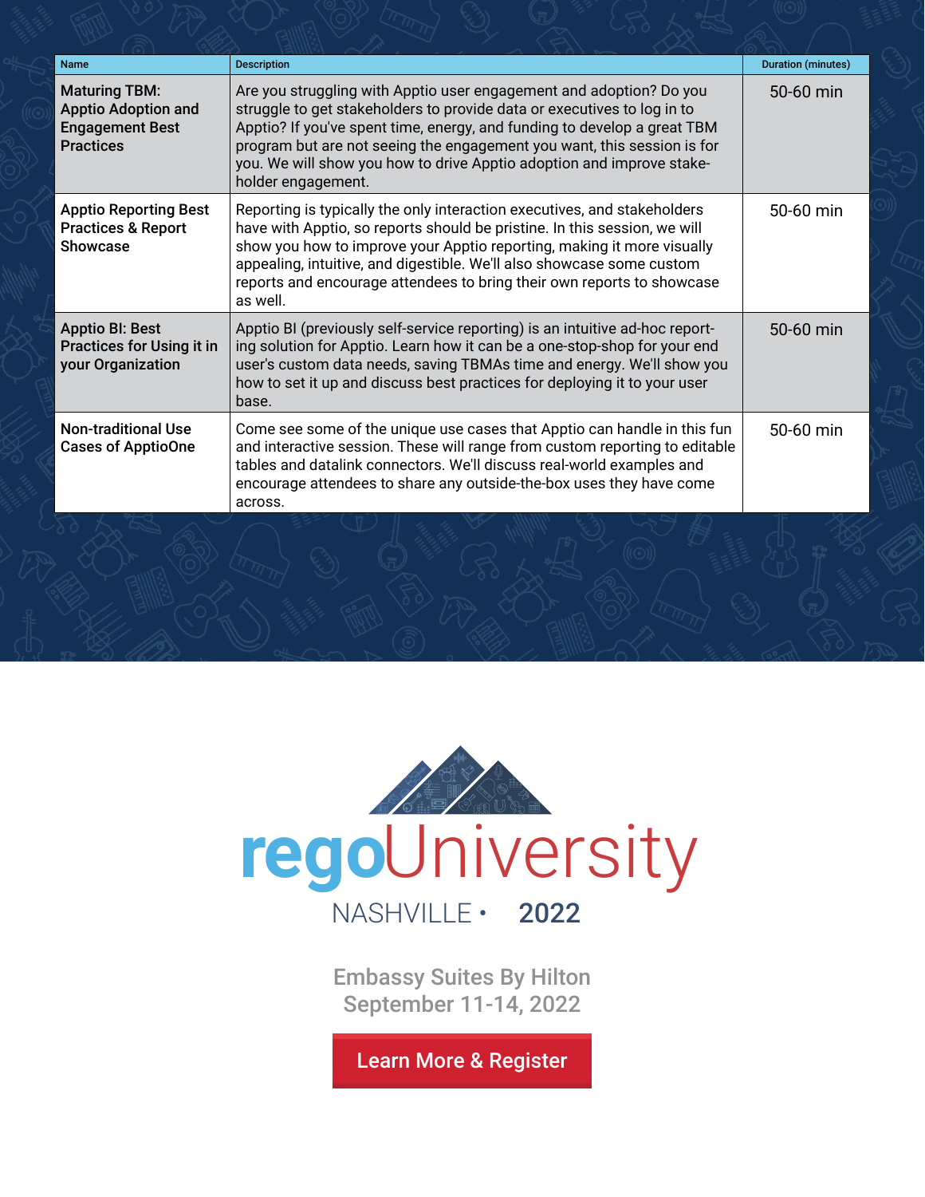| Name | Description | Duration (minutes) |
|---|---|---|
| **Maturing TBM: Apptio Adoption and Engagement Best Practices** | Are you struggling with Apptio user engagement and adoption? Do you struggle to get stakeholders to provide data or executives to log in to Apptio? If you've spent time, energy, and funding to develop a great TBM program but are not seeing the engagement you want, this session is for you. We will show you how to drive Apptio adoption and improve stakeholder engagement. | 50-60 min |
| **Apptio Reporting Best Practices & Report Showcase** | Reporting is typically the only interaction executives, and stakeholders have with Apptio, so reports should be pristine. In this session, we will show you how to improve your Apptio reporting, making it more visually appealing, intuitive, and digestible. We'll also showcase some custom reports and encourage attendees to bring their own reports to showcase as well. | 50-60 min |
| **Apptio BI: Best Practices for Using it in your Organization** | Apptio BI (previously self-service reporting) is an intuitive ad-hoc reporting solution for Apptio. Learn how it can be a one-stop-shop for your end user's custom data needs, saving TBMAs time and energy. We'll show you how to set it up and discuss best practices for deploying it to your user base. | 50-60 min |
| **Non-traditional Use Cases of ApptioOne** | Come see some of the unique use cases that Apptio can handle in this fun and interactive session. These will range from custom reporting to editable tables and datalink connectors. We'll discuss real-world examples and encourage attendees to share any outside-the-box uses they have come across. | 50-60 min |

regoUniversity

NASHVILLE • 2022

Embassy Suites By Hilton
September 11-14, 2022

Learn More & Register